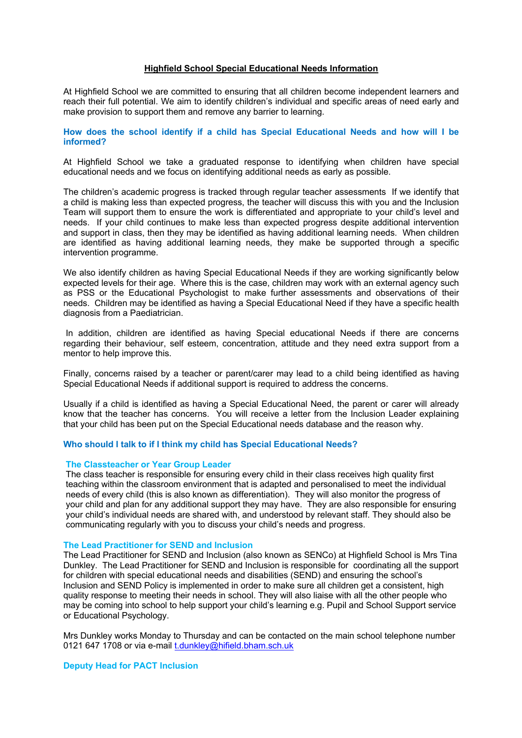# Highfield School Special Educational Needs Information

At Highfield School we are committed to ensuring that all children become independent learners and reach their full potential. We aim to identify children's individual and specific areas of need early and make provision to support them and remove any barrier to learning.

## How does the school identify if a child has Special Educational Needs and how will I be informed?

At Highfield School we take a graduated response to identifying when children have special educational needs and we focus on identifying additional needs as early as possible.

The children's academic progress is tracked through regular teacher assessments If we identify that a child is making less than expected progress, the teacher will discuss this with you and the Inclusion Team will support them to ensure the work is differentiated and appropriate to your child's level and needs. If your child continues to make less than expected progress despite additional intervention and support in class, then they may be identified as having additional learning needs. When children are identified as having additional learning needs, they make be supported through a specific intervention programme.

We also identify children as having Special Educational Needs if they are working significantly below expected levels for their age. Where this is the case, children may work with an external agency such as PSS or the Educational Psychologist to make further assessments and observations of their needs. Children may be identified as having a Special Educational Need if they have a specific health diagnosis from a Paediatrician.

In addition, children are identified as having Special educational Needs if there are concerns regarding their behaviour, self esteem, concentration, attitude and they need extra support from a mentor to help improve this.

Finally, concerns raised by a teacher or parent/carer may lead to a child being identified as having Special Educational Needs if additional support is required to address the concerns.

Usually if a child is identified as having a Special Educational Need, the parent or carer will already know that the teacher has concerns. You will receive a letter from the Inclusion Leader explaining that your child has been put on the Special Educational needs database and the reason why.

## Who should I talk to if I think my child has Special Educational Needs?

### The Classteacher or Year Group Leader

The class teacher is responsible for ensuring every child in their class receives high quality first teaching within the classroom environment that is adapted and personalised to meet the individual needs of every child (this is also known as differentiation). They will also monitor the progress of your child and plan for any additional support they may have. They are also responsible for ensuring your child's individual needs are shared with, and understood by relevant staff. They should also be communicating regularly with you to discuss your child's needs and progress.

### The Lead Practitioner for SEND and Inclusion

The Lead Practitioner for SEND and Inclusion (also known as SENCo) at Highfield School is Mrs Tina Dunkley. The Lead Practitioner for SEND and Inclusion is responsible for coordinating all the support for children with special educational needs and disabilities (SEND) and ensuring the school's Inclusion and SEND Policy is implemented in order to make sure all children get a consistent, high quality response to meeting their needs in school. They will also liaise with all the other people who may be coming into school to help support your child's learning e.g. Pupil and School Support service or Educational Psychology.

Mrs Dunkley works Monday to Thursday and can be contacted on the main school telephone number 0121 647 1708 or via e-mail t.dunkley@hifield.bham.sch.uk

### Deputy Head for PACT Inclusion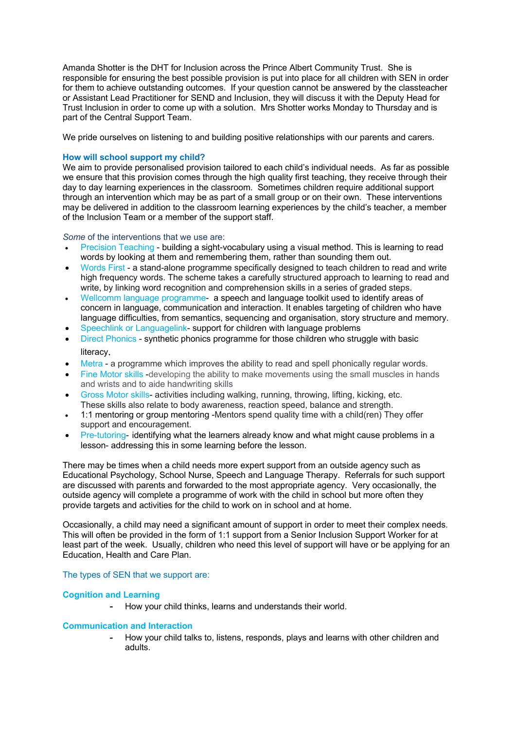Amanda Shotter is the DHT for Inclusion across the Prince Albert Community Trust. She is responsible for ensuring the best possible provision is put into place for all children with SEN in order for them to achieve outstanding outcomes. If your question cannot be answered by the classteacher or Assistant Lead Practitioner for SEND and Inclusion, they will discuss it with the Deputy Head for Trust Inclusion in order to come up with a solution. Mrs Shotter works Monday to Thursday and is part of the Central Support Team.

We pride ourselves on listening to and building positive relationships with our parents and carers.

**How will school support my child?**

We aim to provide personalised provision tailored to each child's individual needs. As far as possible we ensure that this provision comes through the high quality first teaching, they receive through their day to day learning experiences in the classroom. Sometimes children require additional support through an intervention which may be as part of a small group or on their own. These interventions may be delivered in addition to the classroom learning experiences by the child's teacher, a member of the Inclusion Team or a member of the support staff.

*Some* of the interventions that we use are:

- Precision Teaching - building a sight-vocabulary using a visual method. This is learning to read words by looking at them and remembering them, rather than sounding them out.
- Words First - a stand-alone programme specifically designed to teach children to read and write high frequency words. The scheme takes a carefully structured approach to learning to read and write, by linking word recognition and comprehension skills in a series of graded steps.
- Wellcomm language programme- a speech and language toolkit used to identify areas of concern in language, communication and interaction. It enables targeting of children who have language difficulties, from semantics, sequencing and organisation, story structure and memory.
- Speechlink or Languagelink- support for children with language problems
- Direct Phonics - synthetic phonics programme for those children who struggle with basic literacy.
- Metra - a programme which improves the ability to read and spell phonically regular words.
- Fine Motor skills -developing the ability to make movements using the small muscles in hands and wrists and to aide handwriting skills
- Gross Motor skills- activities including walking, running, throwing, lifting, kicking, etc. These skills also relate to body awareness, reaction speed, balance and strength.
- 1:1 mentoring or group mentoring -Mentors spend quality time with a child(ren) They offer support and encouragement.
- Pre-tutoring- identifying what the learners already know and what might cause problems in a lesson- addressing this in some learning before the lesson.

There may be times when a child needs more expert support from an outside agency such as Educational Psychology, School Nurse, Speech and Language Therapy. Referrals for such support are discussed with parents and forwarded to the most appropriate agency. Very occasionally, the outside agency will complete a programme of work with the child in school but more often they provide targets and activities for the child to work on in school and at home.

Occasionally, a child may need a significant amount of support in order to meet their complex needs. This will often be provided in the form of 1:1 support from a Senior Inclusion Support Worker for at least part of the week. Usually, children who need this level of support will have or be applying for an Education, Health and Care Plan.

The types of SEN that we support are:

**Cognition and Learning**

- How your child thinks, learns and understands their world.

**Communication and Interaction**

- How your child talks to, listens, responds, plays and learns with other children and adults.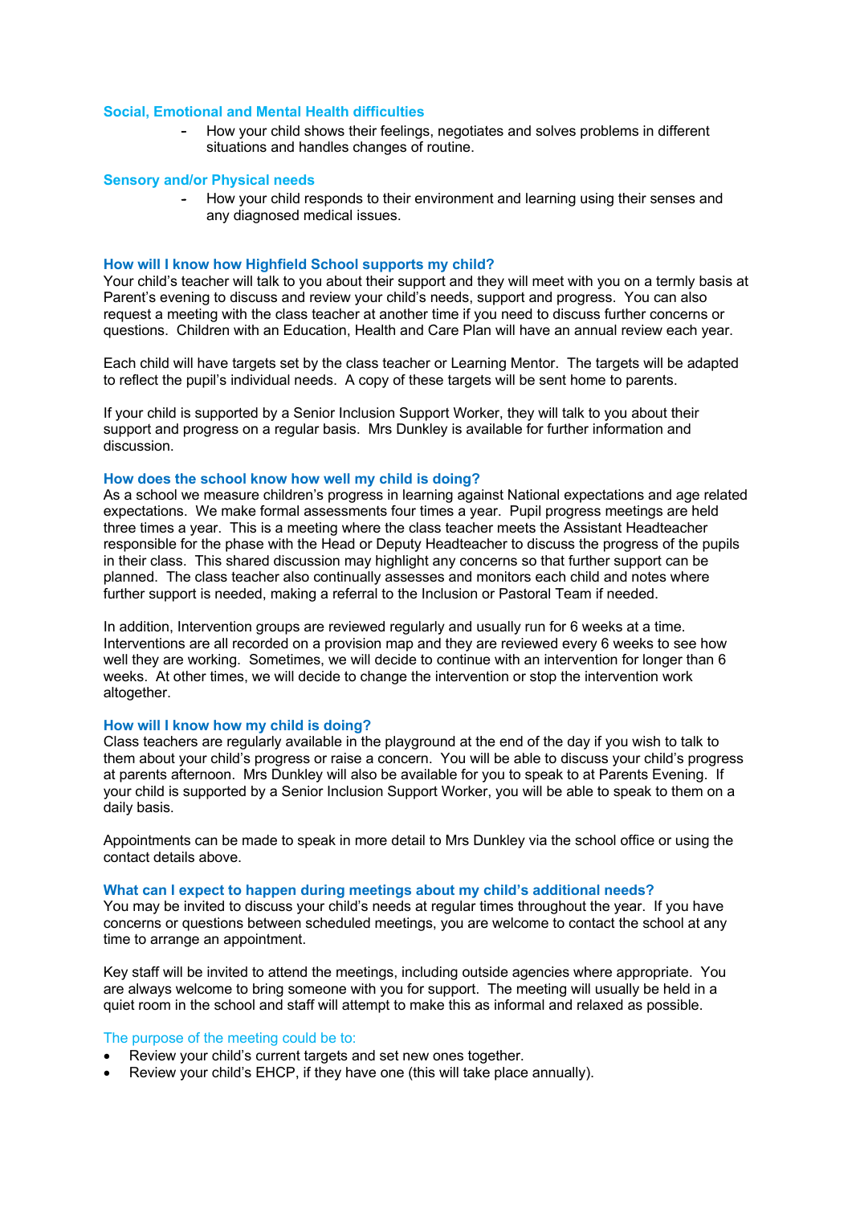### Social, Emotional and Mental Health difficulties

- How your child shows their feelings, negotiates and solves problems in different situations and handles changes of routine.

### Sensory and/or Physical needs

- How your child responds to their environment and learning using their senses and any diagnosed medical issues.

### How will I know how Highfield School supports my child?

Your child's teacher will talk to you about their support and they will meet with you on a termly basis at Parent's evening to discuss and review your child's needs, support and progress. You can also request a meeting with the class teacher at another time if you need to discuss further concerns or questions. Children with an Education, Health and Care Plan will have an annual review each year.

Each child will have targets set by the class teacher or Learning Mentor. The targets will be adapted to reflect the pupil's individual needs. A copy of these targets will be sent home to parents.

If your child is supported by a Senior Inclusion Support Worker, they will talk to you about their support and progress on a regular basis. Mrs Dunkley is available for further information and discussion.

### How does the school know how well my child is doing?

As a school we measure children's progress in learning against National expectations and age related expectations. We make formal assessments four times a year. Pupil progress meetings are held three times a year. This is a meeting where the class teacher meets the Assistant Headteacher responsible for the phase with the Head or Deputy Headteacher to discuss the progress of the pupils in their class. This shared discussion may highlight any concerns so that further support can be planned. The class teacher also continually assesses and monitors each child and notes where further support is needed, making a referral to the Inclusion or Pastoral Team if needed.

In addition, Intervention groups are reviewed regularly and usually run for 6 weeks at a time. Interventions are all recorded on a provision map and they are reviewed every 6 weeks to see how well they are working. Sometimes, we will decide to continue with an intervention for longer than 6 weeks. At other times, we will decide to change the intervention or stop the intervention work altogether.

### How will I know how my child is doing?

Class teachers are regularly available in the playground at the end of the day if you wish to talk to them about your child's progress or raise a concern. You will be able to discuss your child's progress at parents afternoon. Mrs Dunkley will also be available for you to speak to at Parents Evening. If your child is supported by a Senior Inclusion Support Worker, you will be able to speak to them on a daily basis.

Appointments can be made to speak in more detail to Mrs Dunkley via the school office or using the contact details above.

### What can I expect to happen during meetings about my child's additional needs?

You may be invited to discuss your child's needs at regular times throughout the year. If you have concerns or questions between scheduled meetings, you are welcome to contact the school at any time to arrange an appointment.

Key staff will be invited to attend the meetings, including outside agencies where appropriate. You are always welcome to bring someone with you for support. The meeting will usually be held in a quiet room in the school and staff will attempt to make this as informal and relaxed as possible.

The purpose of the meeting could be to:

- Review your child's current targets and set new ones together.
- Review your child's EHCP, if they have one (this will take place annually).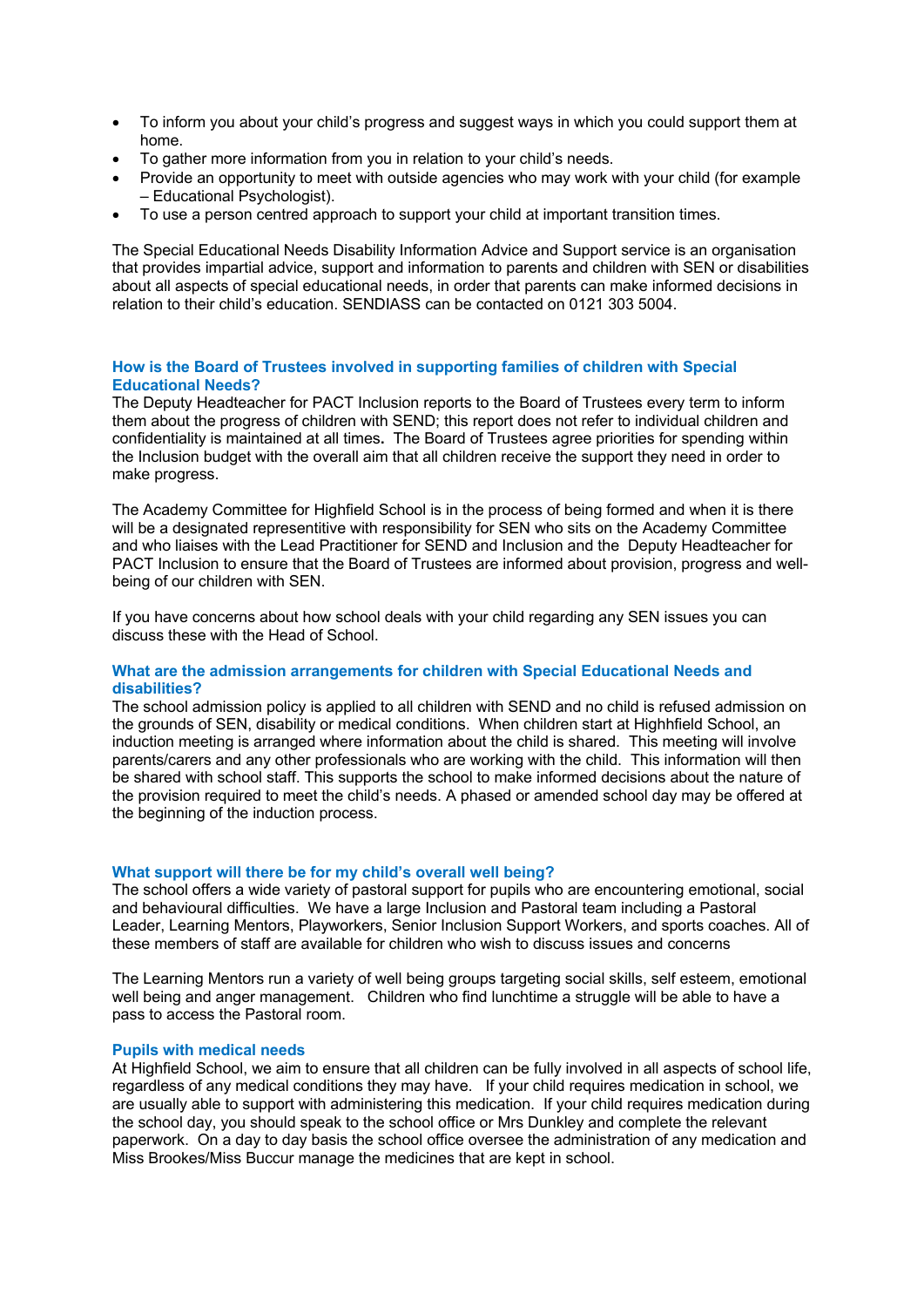- To inform you about your child's progress and suggest ways in which you could support them at home.
- To gather more information from you in relation to your child's needs.
- Provide an opportunity to meet with outside agencies who may work with your child (for example – Educational Psychologist).
- To use a person centred approach to support your child at important transition times.

The Special Educational Needs Disability Information Advice and Support service is an organisation that provides impartial advice, support and information to parents and children with SEN or disabilities about all aspects of special educational needs, in order that parents can make informed decisions in relation to their child's education. SENDIASS can be contacted on 0121 303 5004.

### How is the Board of Trustees involved in supporting families of children with Special Educational Needs?

The Deputy Headteacher for PACT Inclusion reports to the Board of Trustees every term to inform them about the progress of children with SEND; this report does not refer to individual children and confidentiality is maintained at all times**.** The Board of Trustees agree priorities for spending within the Inclusion budget with the overall aim that all children receive the support they need in order to make progress.

The Academy Committee for Highfield School is in the process of being formed and when it is there will be a designated representitive with responsibility for SEN who sits on the Academy Committee and who liaises with the Lead Practitioner for SEND and Inclusion and the Deputy Headteacher for PACT Inclusion to ensure that the Board of Trustees are informed about provision, progress and well-being of our children with SEN.

If you have concerns about how school deals with your child regarding any SEN issues you can discuss these with the Head of School.

### What are the admission arrangements for children with Special Educational Needs and disabilities?

The school admission policy is applied to all children with SEND and no child is refused admission on the grounds of SEN, disability or medical conditions. When children start at Highhfield School, an induction meeting is arranged where information about the child is shared. This meeting will involve parents/carers and any other professionals who are working with the child. This information will then be shared with school staff. This supports the school to make informed decisions about the nature of the provision required to meet the child's needs. A phased or amended school day may be offered at the beginning of the induction process.

### What support will there be for my child's overall well being?

The school offers a wide variety of pastoral support for pupils who are encountering emotional, social and behavioural difficulties. We have a large Inclusion and Pastoral team including a Pastoral Leader, Learning Mentors, Playworkers, Senior Inclusion Support Workers, and sports coaches. All of these members of staff are available for children who wish to discuss issues and concerns

The Learning Mentors run a variety of well being groups targeting social skills, self esteem, emotional well being and anger management. Children who find lunchtime a struggle will be able to have a pass to access the Pastoral room.

### Pupils with medical needs

At Highfield School, we aim to ensure that all children can be fully involved in all aspects of school life, regardless of any medical conditions they may have. If your child requires medication in school, we are usually able to support with administering this medication. If your child requires medication during the school day, you should speak to the school office or Mrs Dunkley and complete the relevant paperwork. On a day to day basis the school office oversee the administration of any medication and Miss Brookes/Miss Buccur manage the medicines that are kept in school.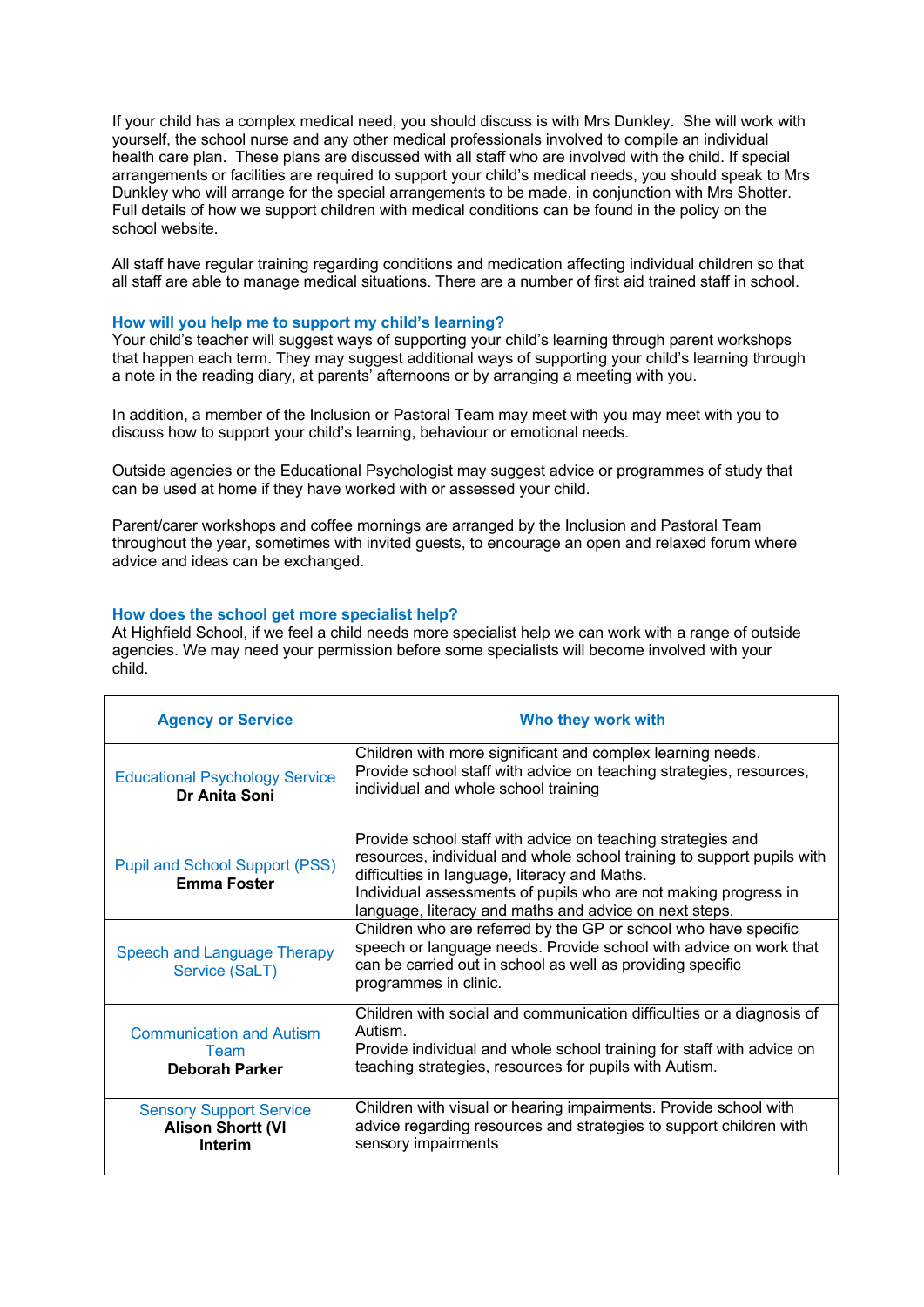If your child has a complex medical need, you should discuss is with Mrs Dunkley. She will work with yourself, the school nurse and any other medical professionals involved to compile an individual health care plan. These plans are discussed with all staff who are involved with the child. If special arrangements or facilities are required to support your child's medical needs, you should speak to Mrs Dunkley who will arrange for the special arrangements to be made, in conjunction with Mrs Shotter. Full details of how we support children with medical conditions can be found in the policy on the school website.

All staff have regular training regarding conditions and medication affecting individual children so that all staff are able to manage medical situations. There are a number of first aid trained staff in school.

### How will you help me to support my child's learning?

Your child's teacher will suggest ways of supporting your child's learning through parent workshops that happen each term. They may suggest additional ways of supporting your child's learning through a note in the reading diary, at parents' afternoons or by arranging a meeting with you.

In addition, a member of the Inclusion or Pastoral Team may meet with you may meet with you to discuss how to support your child's learning, behaviour or emotional needs.

Outside agencies or the Educational Psychologist may suggest advice or programmes of study that can be used at home if they have worked with or assessed your child.

Parent/carer workshops and coffee mornings are arranged by the Inclusion and Pastoral Team throughout the year, sometimes with invited guests, to encourage an open and relaxed forum where advice and ideas can be exchanged.

### How does the school get more specialist help?

At Highfield School, if we feel a child needs more specialist help we can work with a range of outside agencies. We may need your permission before some specialists will become involved with your child.

| Agency or Service | Who they work with |
|---|---|
| Educational Psychology Service **Dr Anita Soni** | Children with more significant and complex learning needs. Provide school staff with advice on teaching strategies, resources, individual and whole school training |
| Pupil and School Support (PSS) **Emma Foster** | Provide school staff with advice on teaching strategies and resources, individual and whole school training to support pupils with difficulties in language, literacy and Maths. Individual assessments of pupils who are not making progress in language, literacy and maths and advice on next steps. |
| Speech and Language Therapy Service (SaLT) | Children who are referred by the GP or school who have specific speech or language needs. Provide school with advice on work that can be carried out in school as well as providing specific programmes in clinic. |
| Communication and Autism Team **Deborah Parker** | Children with social and communication difficulties or a diagnosis of Autism. Provide individual and whole school training for staff with advice on teaching strategies, resources for pupils with Autism. |
| Sensory Support Service **Alison Shortt (VI Interim** | Children with visual or hearing impairments. Provide school with advice regarding resources and strategies to support children with sensory impairments |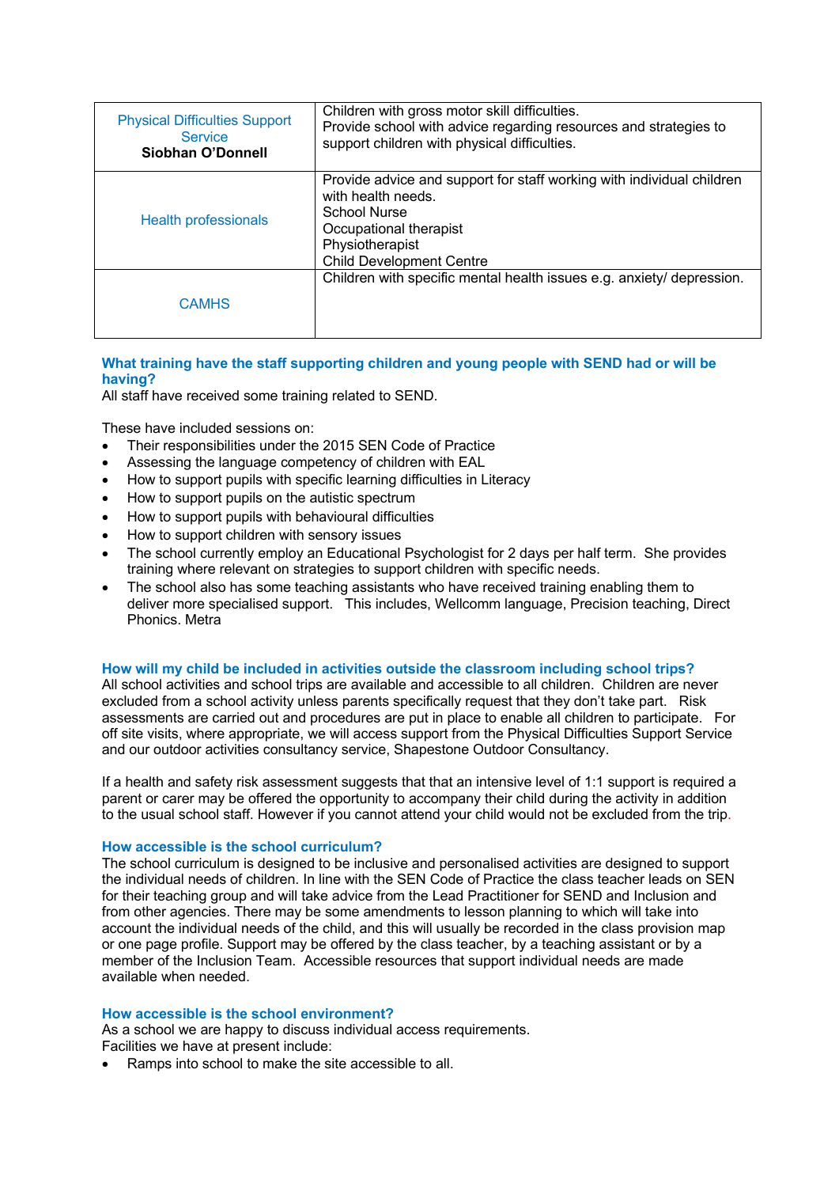| | |
|---|---|
| Physical Difficulties Support Service **Siobhan O'Donnell** | Children with gross motor skill difficulties.<br>Provide school with advice regarding resources and strategies to support children with physical difficulties. |
| Health professionals | Provide advice and support for staff working with individual children with health needs.<br>School Nurse<br>Occupational therapist<br>Physiotherapist<br>Child Development Centre |
| CAMHS | Children with specific mental health issues e.g. anxiety/ depression. |

### What training have the staff supporting children and young people with SEND had or will be having?

All staff have received some training related to SEND.

These have included sessions on:

- Their responsibilities under the 2015 SEN Code of Practice
- Assessing the language competency of children with EAL
- How to support pupils with specific learning difficulties in Literacy
- How to support pupils on the autistic spectrum
- How to support pupils with behavioural difficulties
- How to support children with sensory issues
- The school currently employ an Educational Psychologist for 2 days per half term. She provides training where relevant on strategies to support children with specific needs.
- The school also has some teaching assistants who have received training enabling them to deliver more specialised support. This includes, Wellcomm language, Precision teaching, Direct Phonics. Metra

### How will my child be included in activities outside the classroom including school trips?

All school activities and school trips are available and accessible to all children. Children are never excluded from a school activity unless parents specifically request that they don't take part. Risk assessments are carried out and procedures are put in place to enable all children to participate. For off site visits, where appropriate, we will access support from the Physical Difficulties Support Service and our outdoor activities consultancy service, Shapestone Outdoor Consultancy.

If a health and safety risk assessment suggests that that an intensive level of 1:1 support is required a parent or carer may be offered the opportunity to accompany their child during the activity in addition to the usual school staff. However if you cannot attend your child would not be excluded from the trip.

### How accessible is the school curriculum?

The school curriculum is designed to be inclusive and personalised activities are designed to support the individual needs of children. In line with the SEN Code of Practice the class teacher leads on SEN for their teaching group and will take advice from the Lead Practitioner for SEND and Inclusion and from other agencies. There may be some amendments to lesson planning to which will take into account the individual needs of the child, and this will usually be recorded in the class provision map or one page profile. Support may be offered by the class teacher, by a teaching assistant or by a member of the Inclusion Team. Accessible resources that support individual needs are made available when needed.

### How accessible is the school environment?

As a school we are happy to discuss individual access requirements.
Facilities we have at present include:

- Ramps into school to make the site accessible to all.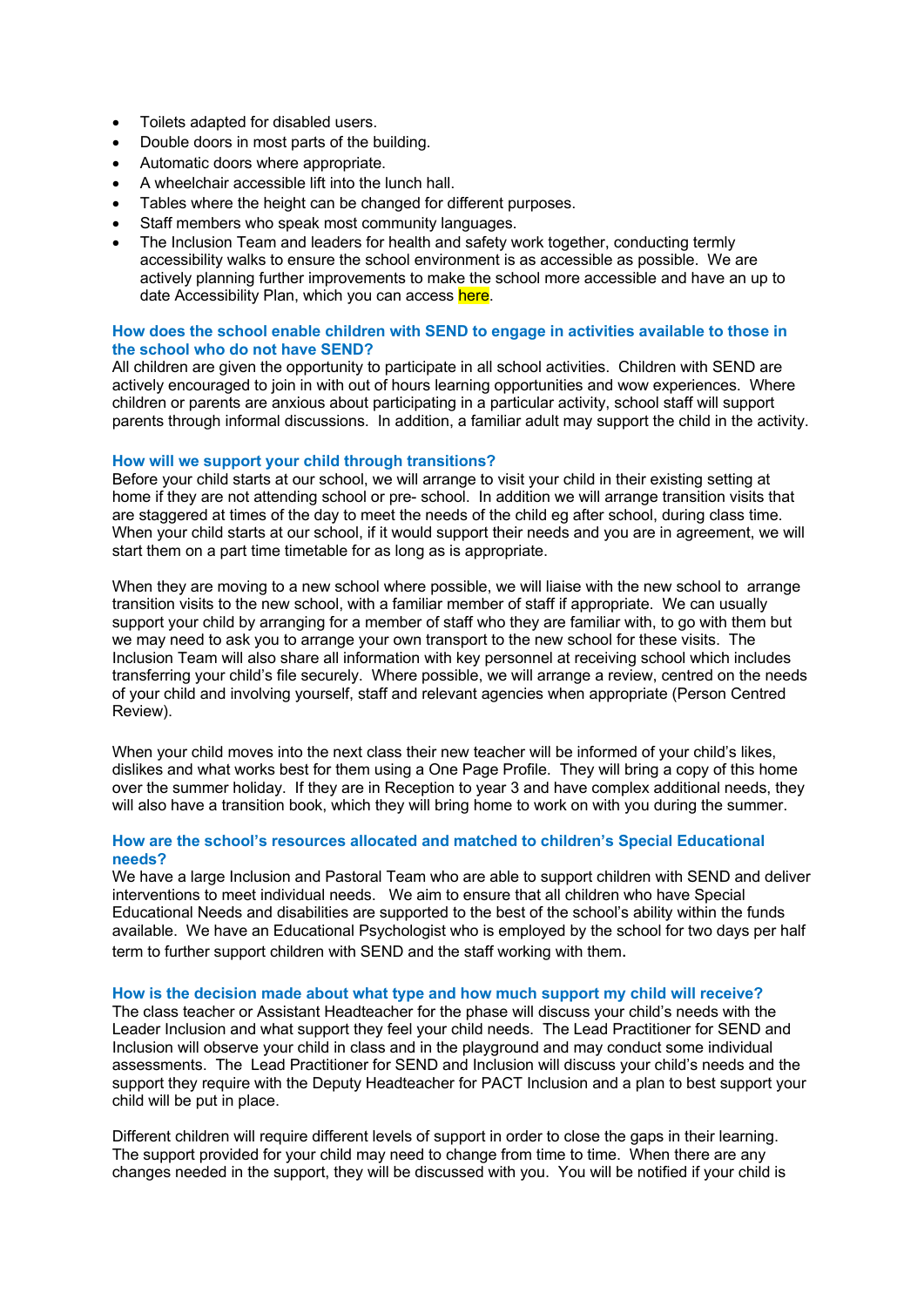- Toilets adapted for disabled users.
- Double doors in most parts of the building.
- Automatic doors where appropriate.
- A wheelchair accessible lift into the lunch hall.
- Tables where the height can be changed for different purposes.
- Staff members who speak most community languages.
- The Inclusion Team and leaders for health and safety work together, conducting termly accessibility walks to ensure the school environment is as accessible as possible. We are actively planning further improvements to make the school more accessible and have an up to date Accessibility Plan, which you can access here.

### How does the school enable children with SEND to engage in activities available to those in the school who do not have SEND?

All children are given the opportunity to participate in all school activities. Children with SEND are actively encouraged to join in with out of hours learning opportunities and wow experiences. Where children or parents are anxious about participating in a particular activity, school staff will support parents through informal discussions. In addition, a familiar adult may support the child in the activity.

### How will we support your child through transitions?

Before your child starts at our school, we will arrange to visit your child in their existing setting at home if they are not attending school or pre- school. In addition we will arrange transition visits that are staggered at times of the day to meet the needs of the child eg after school, during class time. When your child starts at our school, if it would support their needs and you are in agreement, we will start them on a part time timetable for as long as is appropriate.

When they are moving to a new school where possible, we will liaise with the new school to arrange transition visits to the new school, with a familiar member of staff if appropriate. We can usually support your child by arranging for a member of staff who they are familiar with, to go with them but we may need to ask you to arrange your own transport to the new school for these visits. The Inclusion Team will also share all information with key personnel at receiving school which includes transferring your child's file securely. Where possible, we will arrange a review, centred on the needs of your child and involving yourself, staff and relevant agencies when appropriate (Person Centred Review).

When your child moves into the next class their new teacher will be informed of your child's likes, dislikes and what works best for them using a One Page Profile. They will bring a copy of this home over the summer holiday. If they are in Reception to year 3 and have complex additional needs, they will also have a transition book, which they will bring home to work on with you during the summer.

### How are the school's resources allocated and matched to children's Special Educational needs?

We have a large Inclusion and Pastoral Team who are able to support children with SEND and deliver interventions to meet individual needs. We aim to ensure that all children who have Special Educational Needs and disabilities are supported to the best of the school's ability within the funds available. We have an Educational Psychologist who is employed by the school for two days per half term to further support children with SEND and the staff working with them.

### How is the decision made about what type and how much support my child will receive?

The class teacher or Assistant Headteacher for the phase will discuss your child's needs with the Leader Inclusion and what support they feel your child needs. The Lead Practitioner for SEND and Inclusion will observe your child in class and in the playground and may conduct some individual assessments. The Lead Practitioner for SEND and Inclusion will discuss your child's needs and the support they require with the Deputy Headteacher for PACT Inclusion and a plan to best support your child will be put in place.

Different children will require different levels of support in order to close the gaps in their learning. The support provided for your child may need to change from time to time. When there are any changes needed in the support, they will be discussed with you. You will be notified if your child is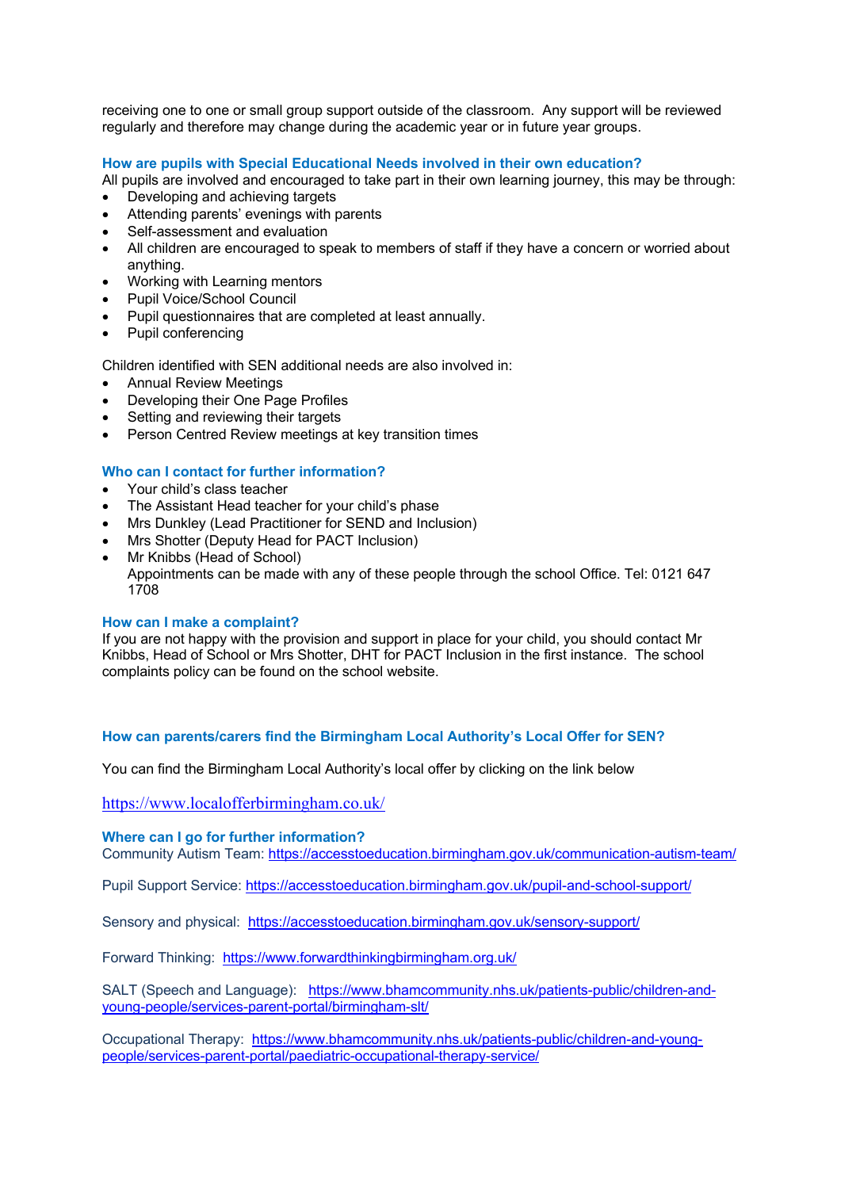receiving one to one or small group support outside of the classroom. Any support will be reviewed regularly and therefore may change during the academic year or in future year groups.

### How are pupils with Special Educational Needs involved in their own education?

All pupils are involved and encouraged to take part in their own learning journey, this may be through:

- Developing and achieving targets
- Attending parents' evenings with parents
- Self-assessment and evaluation
- All children are encouraged to speak to members of staff if they have a concern or worried about anything.
- Working with Learning mentors
- Pupil Voice/School Council
- Pupil questionnaires that are completed at least annually.
- Pupil conferencing

Children identified with SEN additional needs are also involved in:

- Annual Review Meetings
- Developing their One Page Profiles
- Setting and reviewing their targets
- Person Centred Review meetings at key transition times

### Who can I contact for further information?

- Your child's class teacher
- The Assistant Head teacher for your child's phase
- Mrs Dunkley (Lead Practitioner for SEND and Inclusion)
- Mrs Shotter (Deputy Head for PACT Inclusion)
- Mr Knibbs (Head of School)
  Appointments can be made with any of these people through the school Office. Tel: 0121 647 1708

### How can I make a complaint?

If you are not happy with the provision and support in place for your child, you should contact Mr Knibbs, Head of School or Mrs Shotter, DHT for PACT Inclusion in the first instance. The school complaints policy can be found on the school website.

### How can parents/carers find the Birmingham Local Authority's Local Offer for SEN?

You can find the Birmingham Local Authority's local offer by clicking on the link below

https://www.localofferbirmingham.co.uk/

### Where can I go for further information?

Community Autism Team: https://accesstoeducation.birmingham.gov.uk/communication-autism-team/

Pupil Support Service: https://accesstoeducation.birmingham.gov.uk/pupil-and-school-support/

Sensory and physical: https://accesstoeducation.birmingham.gov.uk/sensory-support/

Forward Thinking: https://www.forwardthinkingbirmingham.org.uk/

SALT (Speech and Language): https://www.bhamcommunity.nhs.uk/patients-public/children-and-young-people/services-parent-portal/birmingham-slt/

Occupational Therapy: https://www.bhamcommunity.nhs.uk/patients-public/children-and-young-people/services-parent-portal/paediatric-occupational-therapy-service/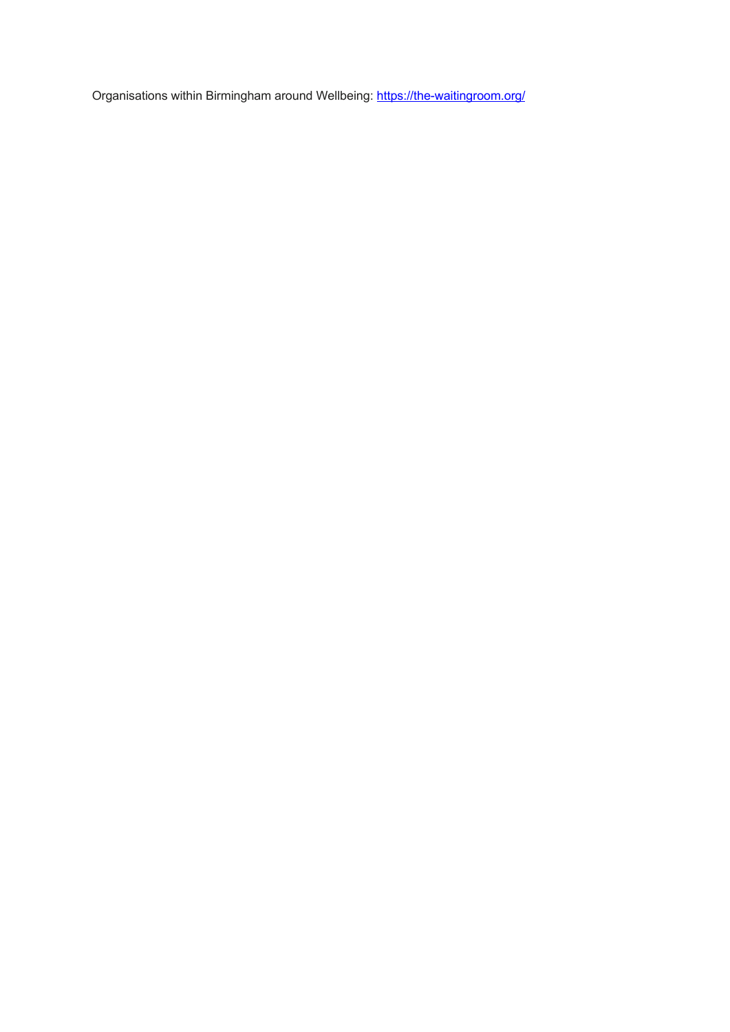Organisations within Birmingham around Wellbeing: [https://the-waitingroom.org/](https://the-waitingroom.org/)